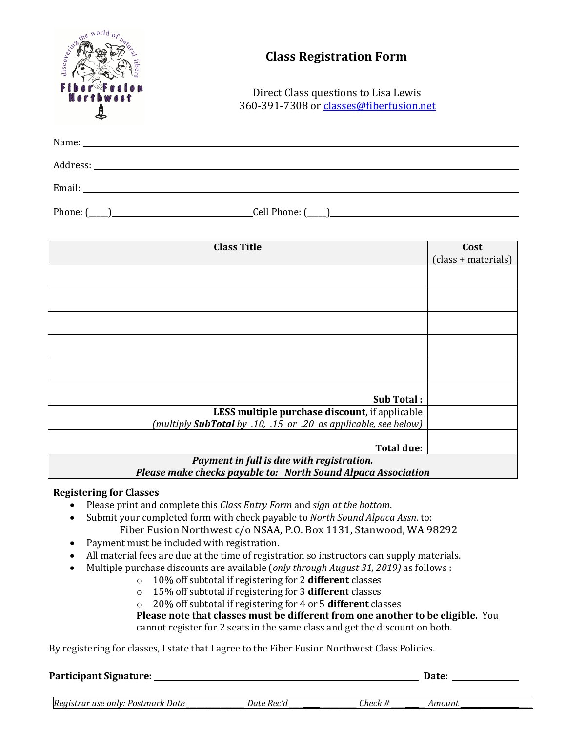# Class Registration Form

Direct Class questions to Lisa Lewis
360-391-7308 or classes@fiberfusion.net

Name: ______________________________________________

Address: ______________________________________________

Email: ______________________________________________

Phone: (____)______________________ Cell Phone: (____)______________________

| Class Title | Cost (class + materials) |
|---|---|
| | |
| | |
| | |
| | |
| | |
| **Sub Total :** | |
| **LESS multiple purchase discount,** if applicable *(multiply **SubTotal** by .10, .15 or .20 as applicable, see below)* | |
| **Total due:** | |
| ***Payment in full is due with registration.*** ***Please make checks payable to: North Sound Alpaca Association*** | |

**Registering for Classes**

- Please print and complete this *Class Entry Form* and *sign at the bottom*.
- Submit your completed form with check payable to *North Sound Alpaca Assn.* to:
  Fiber Fusion Northwest c/o NSAA, P.O. Box 1131, Stanwood, WA 98292
- Payment must be included with registration.
- All material fees are due at the time of registration so instructors can supply materials.
- Multiple purchase discounts are available (*only through August 31, 2019)* as follows :
  - 10% off subtotal if registering for 2 **different** classes
  - 15% off subtotal if registering for 3 **different** classes
  - 20% off subtotal if registering for 4 or 5 **different** classes

  **Please note that classes must be different from one another to be eligible.** You cannot register for 2 seats in the same class and get the discount on both.

By registering for classes, I state that I agree to the Fiber Fusion Northwest Class Policies.

**Participant Signature:** ______________________________ **Date:** __________

*Registrar use only: Postmark Date ____________ Date Rec'd ____________ Check # ________ Amount ____________*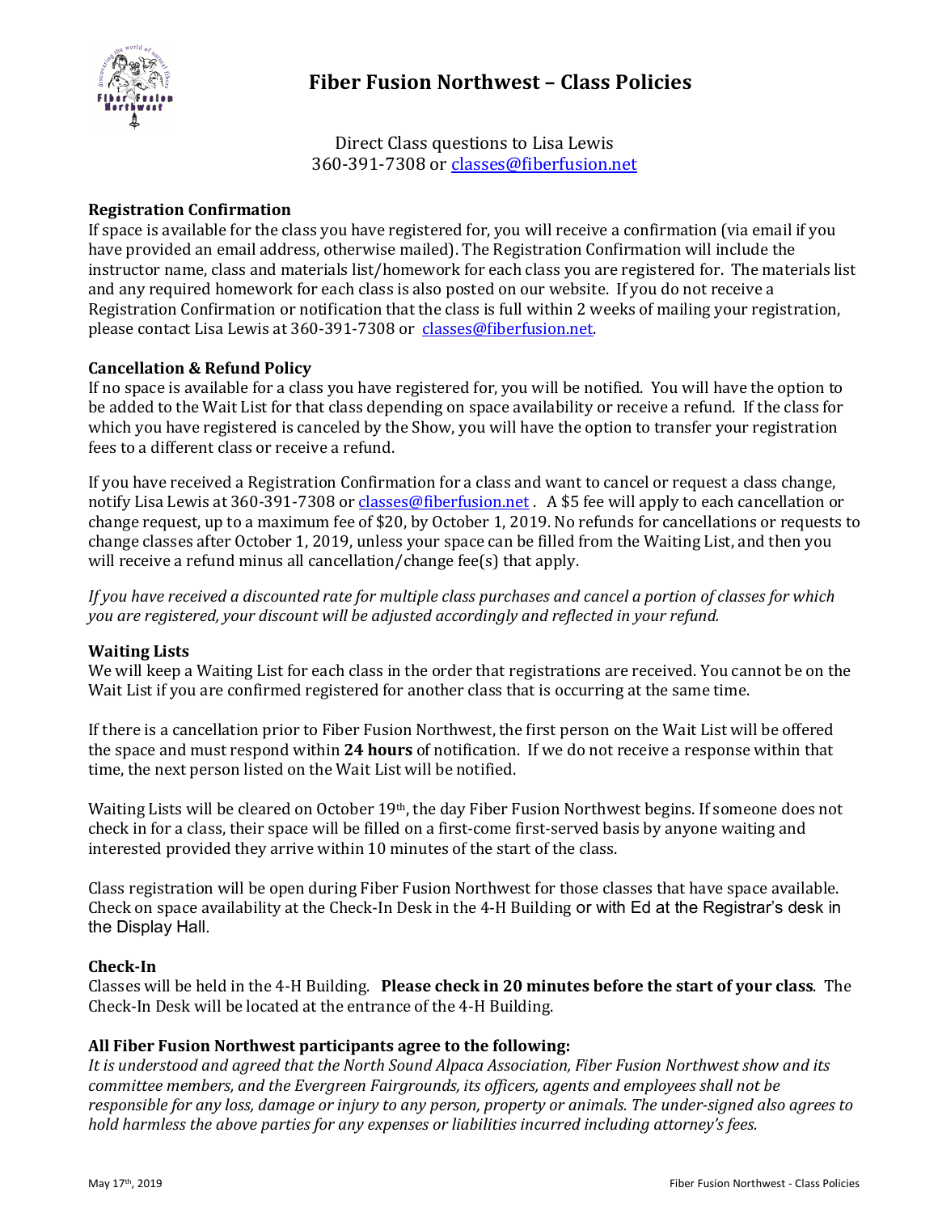# Fiber Fusion Northwest – Class Policies

Direct Class questions to Lisa Lewis
360-391-7308 or classes@fiberfusion.net

### Registration Confirmation

If space is available for the class you have registered for, you will receive a confirmation (via email if you have provided an email address, otherwise mailed). The Registration Confirmation will include the instructor name, class and materials list/homework for each class you are registered for. The materials list and any required homework for each class is also posted on our website. If you do not receive a Registration Confirmation or notification that the class is full within 2 weeks of mailing your registration, please contact Lisa Lewis at 360-391-7308 or classes@fiberfusion.net.

### Cancellation & Refund Policy

If no space is available for a class you have registered for, you will be notified. You will have the option to be added to the Wait List for that class depending on space availability or receive a refund. If the class for which you have registered is canceled by the Show, you will have the option to transfer your registration fees to a different class or receive a refund.

If you have received a Registration Confirmation for a class and want to cancel or request a class change, notify Lisa Lewis at 360-391-7308 or classes@fiberfusion.net . A $5 fee will apply to each cancellation or change request, up to a maximum fee of $20, by October 1, 2019. No refunds for cancellations or requests to change classes after October 1, 2019, unless your space can be filled from the Waiting List, and then you will receive a refund minus all cancellation/change fee(s) that apply.

*If you have received a discounted rate for multiple class purchases and cancel a portion of classes for which you are registered, your discount will be adjusted accordingly and reflected in your refund.*

### Waiting Lists

We will keep a Waiting List for each class in the order that registrations are received. You cannot be on the Wait List if you are confirmed registered for another class that is occurring at the same time.

If there is a cancellation prior to Fiber Fusion Northwest, the first person on the Wait List will be offered the space and must respond within **24 hours** of notification. If we do not receive a response within that time, the next person listed on the Wait List will be notified.

Waiting Lists will be cleared on October 19th, the day Fiber Fusion Northwest begins. If someone does not check in for a class, their space will be filled on a first-come first-served basis by anyone waiting and interested provided they arrive within 10 minutes of the start of the class.

Class registration will be open during Fiber Fusion Northwest for those classes that have space available. Check on space availability at the Check-In Desk in the 4-H Building or with Ed at the Registrar's desk in the Display Hall.

### Check-In

Classes will be held in the 4-H Building. **Please check in 20 minutes before the start of your class**. The Check-In Desk will be located at the entrance of the 4-H Building.

### All Fiber Fusion Northwest participants agree to the following:

*It is understood and agreed that the North Sound Alpaca Association, Fiber Fusion Northwest show and its committee members, and the Evergreen Fairgrounds, its officers, agents and employees shall not be responsible for any loss, damage or injury to any person, property or animals. The under-signed also agrees to hold harmless the above parties for any expenses or liabilities incurred including attorney's fees.*